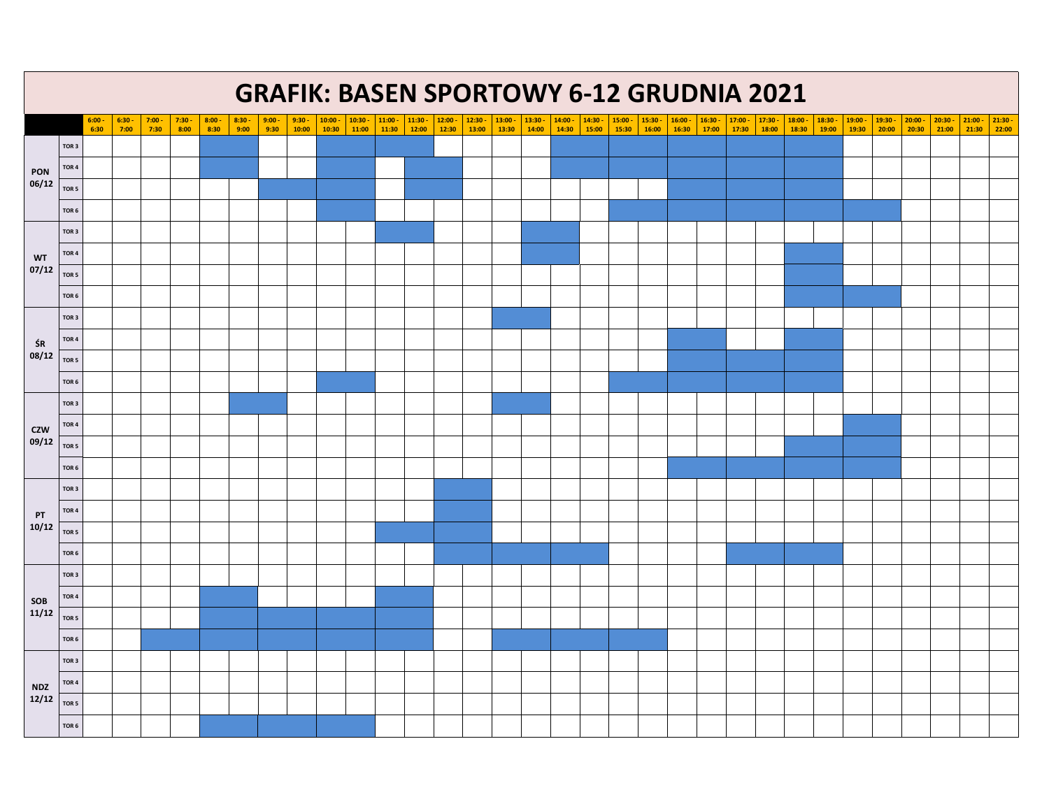# GRAFIK: BASEN SPORTOWY 6-12 GRUDNIA 2021

| | | 6:00 - 6:30 | 6:30 - 7:00 | 7:00 - 7:30 | 7:30 - 8:00 | 8:00 - 8:30 | 8:30 - 9:00 | 9:00 - 9:30 | 9:30 - 10:00 | 10:00 - 10:30 | 10:30 - 11:00 | 11:00 - 11:30 | 11:30 - 12:00 | 12:00 - 12:30 | 12:30 - 13:00 | 13:00 - 13:30 | 13:30 - 14:00 | 14:00 - 14:30 | 14:30 - 15:00 | 15:00 - 15:30 | 15:30 - 16:00 | 16:00 - 16:30 | 16:30 - 17:00 | 17:00 - 17:30 | 17:30 - 18:00 | 18:00 - 18:30 | 18:30 - 19:00 | 19:00 - 19:30 | 19:30 - 20:00 | 20:00 - 20:30 | 20:30 - 21:00 | 21:00 - 21:30 | 21:30 - 22:00 |
|---|---|---|---|---|---|---|---|---|---|---|---|---|---|---|---|---|---|---|---|---|---|---|---|---|---|---|---|---|---|---|---|---|---|
| PON 06/12 | TOR 3 | | | | | | | | | | | | | | | | | | | | | | | | | | | | | | | | |
| | TOR 4 | | | | | | | | | | | | | | | | | | | | | | | | | | | | | | | | |
| | TOR 5 | | | | | | | | | | | | | | | | | | | | | | | | | | | | | | | | |
| | TOR 6 | | | | | | | | | | | | | | | | | | | | | | | | | | | | | | | | |
| WT 07/12 | TOR 3 | | | | | | | | | | | | | | | | | | | | | | | | | | | | | | | | |
| | TOR 4 | | | | | | | | | | | | | | | | | | | | | | | | | | | | | | | | |
| | TOR 5 | | | | | | | | | | | | | | | | | | | | | | | | | | | | | | | | |
| | TOR 6 | | | | | | | | | | | | | | | | | | | | | | | | | | | | | | | | |
| ŚR 08/12 | TOR 3 | | | | | | | | | | | | | | | | | | | | | | | | | | | | | | | | |
| | TOR 4 | | | | | | | | | | | | | | | | | | | | | | | | | | | | | | | | |
| | TOR 5 | | | | | | | | | | | | | | | | | | | | | | | | | | | | | | | | |
| | TOR 6 | | | | | | | | | | | | | | | | | | | | | | | | | | | | | | | | |
| CZW 09/12 | TOR 3 | | | | | | | | | | | | | | | | | | | | | | | | | | | | | | | | |
| | TOR 4 | | | | | | | | | | | | | | | | | | | | | | | | | | | | | | | | |
| | TOR 5 | | | | | | | | | | | | | | | | | | | | | | | | | | | | | | | | |
| | TOR 6 | | | | | | | | | | | | | | | | | | | | | | | | | | | | | | | | |
| PT 10/12 | TOR 3 | | | | | | | | | | | | | | | | | | | | | | | | | | | | | | | | |
| | TOR 4 | | | | | | | | | | | | | | | | | | | | | | | | | | | | | | | | |
| | TOR 5 | | | | | | | | | | | | | | | | | | | | | | | | | | | | | | | | |
| | TOR 6 | | | | | | | | | | | | | | | | | | | | | | | | | | | | | | | | |
| SOB 11/12 | TOR 3 | | | | | | | | | | | | | | | | | | | | | | | | | | | | | | | | |
| | TOR 4 | | | | | | | | | | | | | | | | | | | | | | | | | | | | | | | | |
| | TOR 5 | | | | | | | | | | | | | | | | | | | | | | | | | | | | | | | | |
| | TOR 6 | | | | | | | | | | | | | | | | | | | | | | | | | | | | | | | | |
| NDZ 12/12 | TOR 3 | | | | | | | | | | | | | | | | | | | | | | | | | | | | | | | | |
| | TOR 4 | | | | | | | | | | | | | | | | | | | | | | | | | | | | | | | | |
| | TOR 5 | | | | | | | | | | | | | | | | | | | | | | | | | | | | | | | | |
| | TOR 6 | | | | | | | | | | | | | | | | | | | | | | | | | | | | | | | | |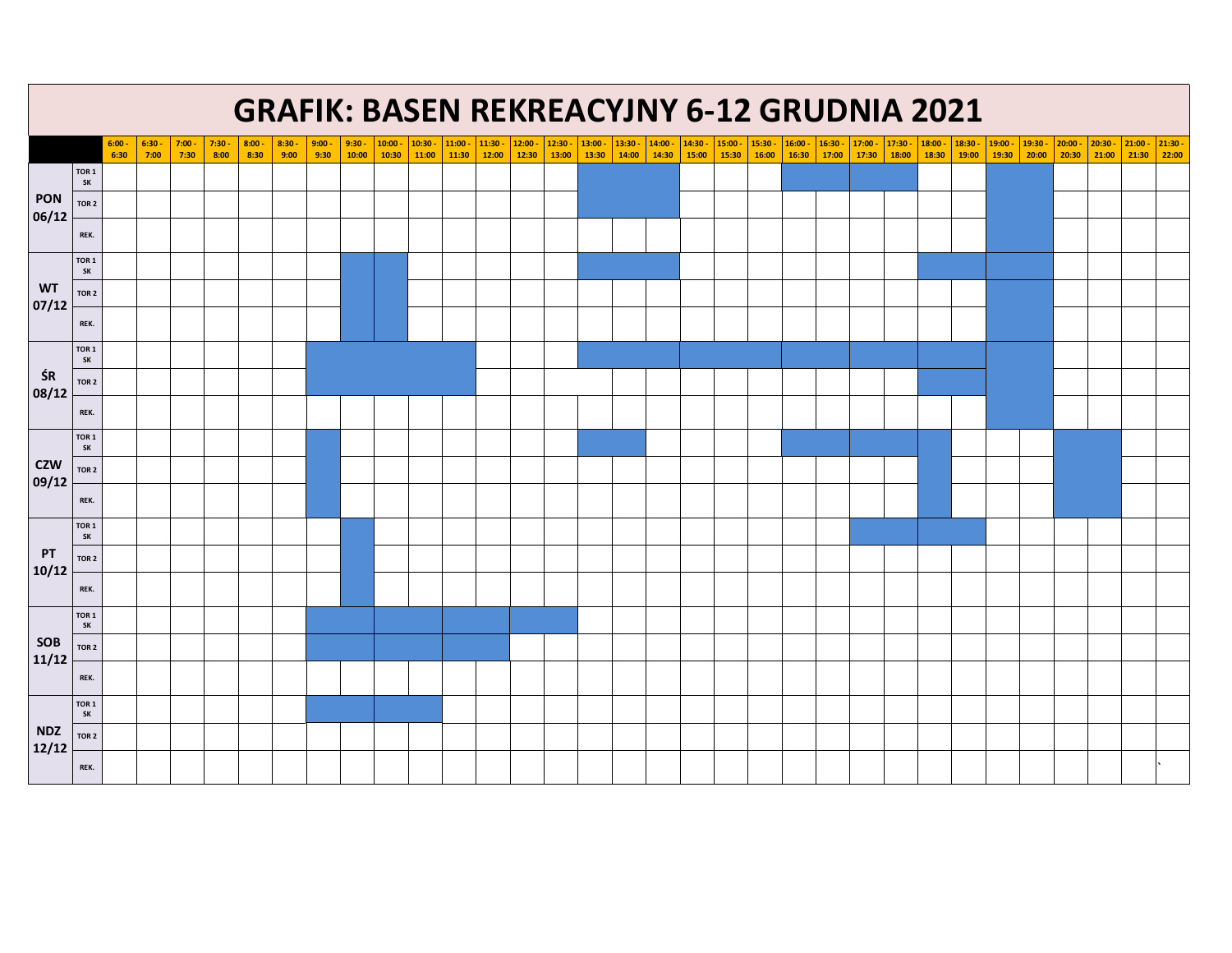# GRAFIK: BASEN REKREACYJNY 6-12 GRUDNIA 2021

| | | 6:00 - 6:30 | 6:30 - 7:00 | 7:00 - 7:30 | 7:30 - 8:00 | 8:00 - 8:30 | 8:30 - 9:00 | 9:00 - 9:30 | 9:30 - 10:00 | 10:00 - 10:30 | 10:30 - 11:00 | 11:00 - 11:30 | 11:30 - 12:00 | 12:00 - 12:30 | 12:30 - 13:00 | 13:00 - 13:30 | 13:30 - 14:00 | 14:00 - 14:30 | 14:30 - 15:00 | 15:00 - 15:30 | 15:30 - 16:00 | 16:00 - 16:30 | 16:30 - 17:00 | 17:00 - 17:30 | 17:30 - 18:00 | 18:00 - 18:30 | 18:30 - 19:00 | 19:00 - 19:30 | 19:30 - 20:00 | 20:00 - 20:30 | 20:30 - 21:00 | 21:00 - 21:30 | 21:30 - 22:00 |
|---|---|---|---|---|---|---|---|---|---|---|---|---|---|---|---|---|---|---|---|---|---|---|---|---|---|---|---|---|---|---|---|---|---|
| PON 06/12 | TOR 1 SK | | | | | | | | | | | | | | | | | | | | | | | | | | | | | | | | |
| | TOR 2 | | | | | | | | | | | | | | | | | | | | | | | | | | | | | | | | |
| | REK. | | | | | | | | | | | | | | | | | | | | | | | | | | | | | | | | |
| WT 07/12 | TOR 1 SK | | | | | | | | | | | | | | | | | | | | | | | | | | | | | | | | |
| | TOR 2 | | | | | | | | | | | | | | | | | | | | | | | | | | | | | | | | |
| | REK. | | | | | | | | | | | | | | | | | | | | | | | | | | | | | | | | |
| ŚR 08/12 | TOR 1 SK | | | | | | | | | | | | | | | | | | | | | | | | | | | | | | | | |
| | TOR 2 | | | | | | | | | | | | | | | | | | | | | | | | | | | | | | | | |
| | REK. | | | | | | | | | | | | | | | | | | | | | | | | | | | | | | | | |
| CZW 09/12 | TOR 1 SK | | | | | | | | | | | | | | | | | | | | | | | | | | | | | | | | |
| | TOR 2 | | | | | | | | | | | | | | | | | | | | | | | | | | | | | | | | |
| | REK. | | | | | | | | | | | | | | | | | | | | | | | | | | | | | | | | |
| PT 10/12 | TOR 1 SK | | | | | | | | | | | | | | | | | | | | | | | | | | | | | | | | |
| | TOR 2 | | | | | | | | | | | | | | | | | | | | | | | | | | | | | | | | |
| | REK. | | | | | | | | | | | | | | | | | | | | | | | | | | | | | | | | |
| SOB 11/12 | TOR 1 SK | | | | | | | | | | | | | | | | | | | | | | | | | | | | | | | | |
| | TOR 2 | | | | | | | | | | | | | | | | | | | | | | | | | | | | | | | | |
| | REK. | | | | | | | | | | | | | | | | | | | | | | | | | | | | | | | | |
| NDZ 12/12 | TOR 1 SK | | | | | | | | | | | | | | | | | | | | | | | | | | | | | | | | |
| | TOR 2 | | | | | | | | | | | | | | | | | | | | | | | | | | | | | | | | |
| | REK. | | | | | | | | | | | | | | | | | | | | | | | | | | | | | | | | ` |